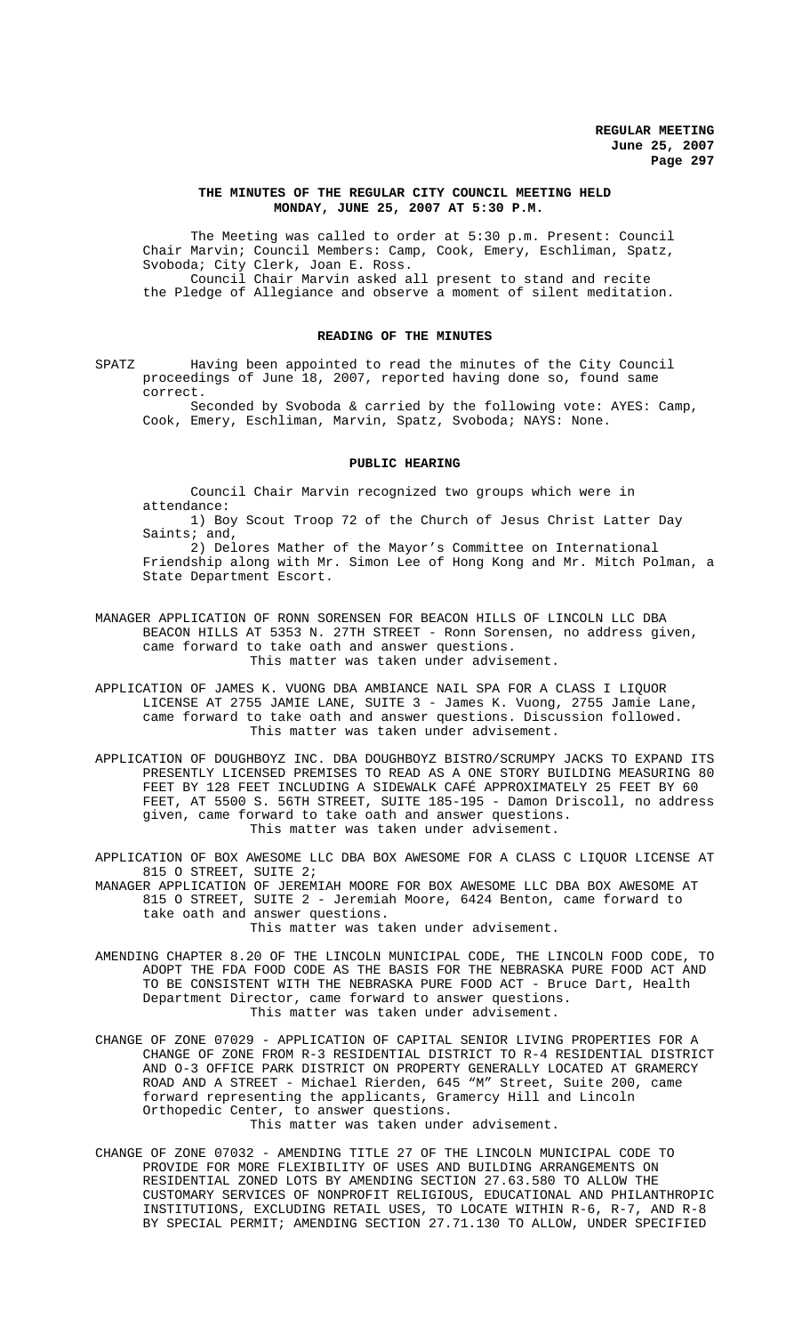## THE MINUTES OF THE REGULAR CITY COUNCIL MEETING HELD MONDAY, JUNE 25, 2007 AT 5:30 P.M.

The Meeting was called to order at 5:30 p.m. Present: Council Chair Marvin; Council Members: Camp, Cook, Emery, Eschliman, Spatz, Svoboda; City Clerk, Joan E. Ross.

Council Chair Marvin asked all present to stand and recite the Pledge of Allegiance and observe a moment of silent meditation.

### READING OF THE MINUTES

SPATZ Having been appointed to read the minutes of the City Council proceedings of June 18, 2007, reported having done so, found same correct.

Seconded by Svoboda & carried by the following vote: AYES: Camp, Cook, Emery, Eschliman, Marvin, Spatz, Svoboda; NAYS: None.

### PUBLIC HEARING

Council Chair Marvin recognized two groups which were in attendance:

1) Boy Scout Troop 72 of the Church of Jesus Christ Latter Day Saints; and,

2) Delores Mather of the Mayor's Committee on International Friendship along with Mr. Simon Lee of Hong Kong and Mr. Mitch Polman, a State Department Escort.

MANAGER APPLICATION OF RONN SORENSEN FOR BEACON HILLS OF LINCOLN LLC DBA BEACON HILLS AT 5353 N. 27TH STREET - Ronn Sorensen, no address given, came forward to take oath and answer questions.
This matter was taken under advisement.

APPLICATION OF JAMES K. VUONG DBA AMBIANCE NAIL SPA FOR A CLASS I LIQUOR LICENSE AT 2755 JAMIE LANE, SUITE 3 - James K. Vuong, 2755 Jamie Lane, came forward to take oath and answer questions. Discussion followed.
This matter was taken under advisement.

APPLICATION OF DOUGHBOYZ INC. DBA DOUGHBOYZ BISTRO/SCRUMPY JACKS TO EXPAND ITS PRESENTLY LICENSED PREMISES TO READ AS A ONE STORY BUILDING MEASURING 80 FEET BY 128 FEET INCLUDING A SIDEWALK CAFÉ APPROXIMATELY 25 FEET BY 60 FEET, AT 5500 S. 56TH STREET, SUITE 185-195 - Damon Driscoll, no address given, came forward to take oath and answer questions.
This matter was taken under advisement.

APPLICATION OF BOX AWESOME LLC DBA BOX AWESOME FOR A CLASS C LIQUOR LICENSE AT 815 O STREET, SUITE 2;

MANAGER APPLICATION OF JEREMIAH MOORE FOR BOX AWESOME LLC DBA BOX AWESOME AT 815 O STREET, SUITE 2 - Jeremiah Moore, 6424 Benton, came forward to take oath and answer questions.
This matter was taken under advisement.

AMENDING CHAPTER 8.20 OF THE LINCOLN MUNICIPAL CODE, THE LINCOLN FOOD CODE, TO ADOPT THE FDA FOOD CODE AS THE BASIS FOR THE NEBRASKA PURE FOOD ACT AND TO BE CONSISTENT WITH THE NEBRASKA PURE FOOD ACT - Bruce Dart, Health Department Director, came forward to answer questions.
This matter was taken under advisement.

CHANGE OF ZONE 07029 - APPLICATION OF CAPITAL SENIOR LIVING PROPERTIES FOR A CHANGE OF ZONE FROM R-3 RESIDENTIAL DISTRICT TO R-4 RESIDENTIAL DISTRICT AND O-3 OFFICE PARK DISTRICT ON PROPERTY GENERALLY LOCATED AT GRAMERCY ROAD AND A STREET - Michael Rierden, 645 "M" Street, Suite 200, came forward representing the applicants, Gramercy Hill and Lincoln Orthopedic Center, to answer questions.
This matter was taken under advisement.

CHANGE OF ZONE 07032 - AMENDING TITLE 27 OF THE LINCOLN MUNICIPAL CODE TO PROVIDE FOR MORE FLEXIBILITY OF USES AND BUILDING ARRANGEMENTS ON RESIDENTIAL ZONED LOTS BY AMENDING SECTION 27.63.580 TO ALLOW THE CUSTOMARY SERVICES OF NONPROFIT RELIGIOUS, EDUCATIONAL AND PHILANTHROPIC INSTITUTIONS, EXCLUDING RETAIL USES, TO LOCATE WITHIN R-6, R-7, AND R-8 BY SPECIAL PERMIT; AMENDING SECTION 27.71.130 TO ALLOW, UNDER SPECIFIED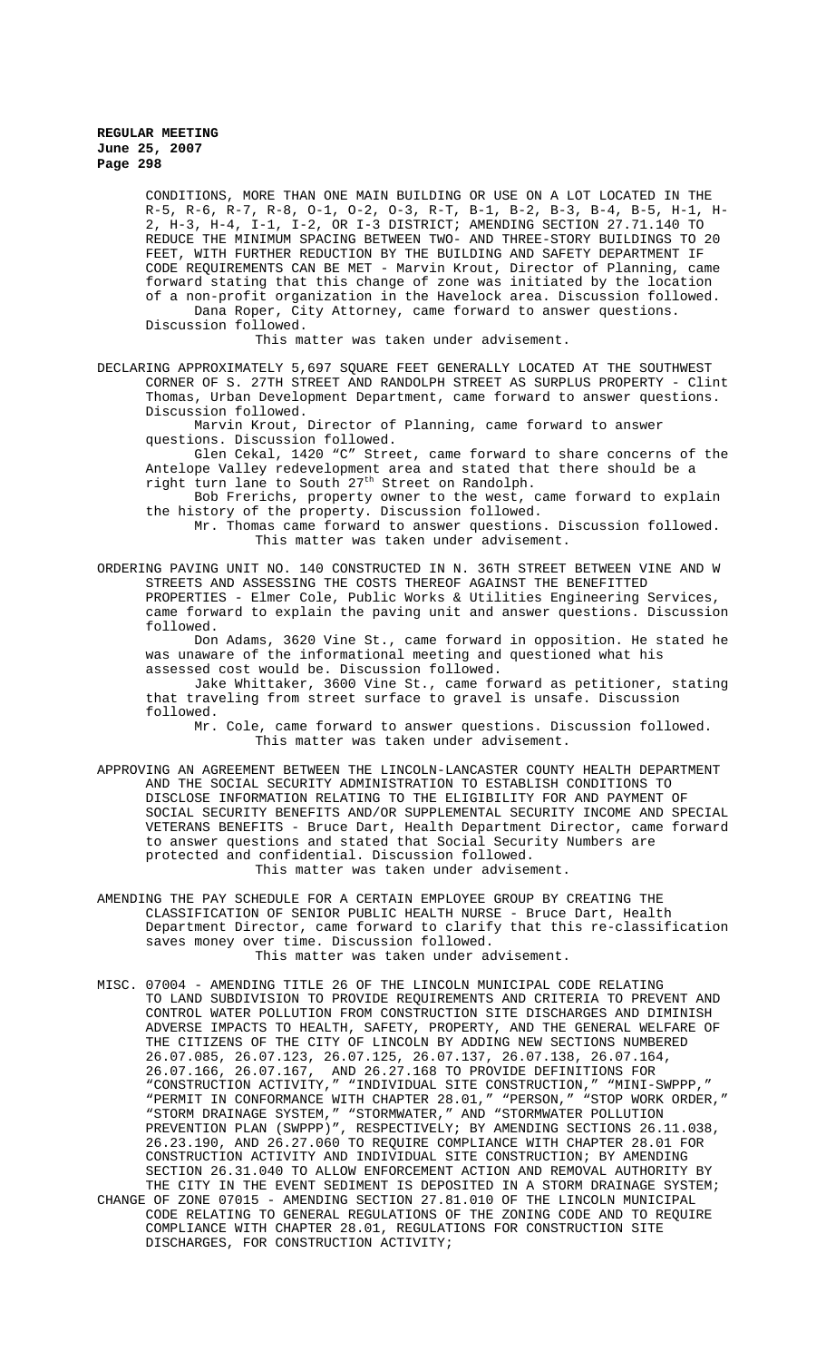CONDITIONS, MORE THAN ONE MAIN BUILDING OR USE ON A LOT LOCATED IN THE R-5, R-6, R-7, R-8, O-1, O-2, O-3, R-T, B-1, B-2, B-3, B-4, B-5, H-1, H-2, H-3, H-4, I-1, I-2, OR I-3 DISTRICT; AMENDING SECTION 27.71.140 TO REDUCE THE MINIMUM SPACING BETWEEN TWO- AND THREE-STORY BUILDINGS TO 20 FEET, WITH FURTHER REDUCTION BY THE BUILDING AND SAFETY DEPARTMENT IF CODE REQUIREMENTS CAN BE MET - Marvin Krout, Director of Planning, came forward stating that this change of zone was initiated by the location of a non-profit organization in the Havelock area. Discussion followed.

Dana Roper, City Attorney, came forward to answer questions. Discussion followed.

This matter was taken under advisement.

DECLARING APPROXIMATELY 5,697 SQUARE FEET GENERALLY LOCATED AT THE SOUTHWEST CORNER OF S. 27TH STREET AND RANDOLPH STREET AS SURPLUS PROPERTY - Clint Thomas, Urban Development Department, came forward to answer questions. Discussion followed.

Marvin Krout, Director of Planning, came forward to answer questions. Discussion followed.

Glen Cekal, 1420 "C" Street, came forward to share concerns of the Antelope Valley redevelopment area and stated that there should be a right turn lane to South 27th Street on Randolph.

Bob Frerichs, property owner to the west, came forward to explain the history of the property. Discussion followed.

Mr. Thomas came forward to answer questions. Discussion followed.

This matter was taken under advisement.

ORDERING PAVING UNIT NO. 140 CONSTRUCTED IN N. 36TH STREET BETWEEN VINE AND W STREETS AND ASSESSING THE COSTS THEREOF AGAINST THE BENEFITTED PROPERTIES - Elmer Cole, Public Works & Utilities Engineering Services, came forward to explain the paving unit and answer questions. Discussion followed.

Don Adams, 3620 Vine St., came forward in opposition. He stated he was unaware of the informational meeting and questioned what his assessed cost would be. Discussion followed.

Jake Whittaker, 3600 Vine St., came forward as petitioner, stating that traveling from street surface to gravel is unsafe. Discussion followed.

Mr. Cole, came forward to answer questions. Discussion followed.

This matter was taken under advisement.

APPROVING AN AGREEMENT BETWEEN THE LINCOLN-LANCASTER COUNTY HEALTH DEPARTMENT AND THE SOCIAL SECURITY ADMINISTRATION TO ESTABLISH CONDITIONS TO DISCLOSE INFORMATION RELATING TO THE ELIGIBILITY FOR AND PAYMENT OF SOCIAL SECURITY BENEFITS AND/OR SUPPLEMENTAL SECURITY INCOME AND SPECIAL VETERANS BENEFITS - Bruce Dart, Health Department Director, came forward to answer questions and stated that Social Security Numbers are protected and confidential. Discussion followed.

This matter was taken under advisement.

AMENDING THE PAY SCHEDULE FOR A CERTAIN EMPLOYEE GROUP BY CREATING THE CLASSIFICATION OF SENIOR PUBLIC HEALTH NURSE - Bruce Dart, Health Department Director, came forward to clarify that this re-classification saves money over time. Discussion followed.

This matter was taken under advisement.

MISC. 07004 - AMENDING TITLE 26 OF THE LINCOLN MUNICIPAL CODE RELATING TO LAND SUBDIVISION TO PROVIDE REQUIREMENTS AND CRITERIA TO PREVENT AND CONTROL WATER POLLUTION FROM CONSTRUCTION SITE DISCHARGES AND DIMINISH ADVERSE IMPACTS TO HEALTH, SAFETY, PROPERTY, AND THE GENERAL WELFARE OF THE CITIZENS OF THE CITY OF LINCOLN BY ADDING NEW SECTIONS NUMBERED 26.07.085, 26.07.123, 26.07.125, 26.07.137, 26.07.138, 26.07.164, 26.07.166, 26.07.167, AND 26.27.168 TO PROVIDE DEFINITIONS FOR "CONSTRUCTION ACTIVITY," "INDIVIDUAL SITE CONSTRUCTION," "MINI-SWPPP," "PERMIT IN CONFORMANCE WITH CHAPTER 28.01," "PERSON," "STOP WORK ORDER," "STORM DRAINAGE SYSTEM," "STORMWATER," AND "STORMWATER POLLUTION PREVENTION PLAN (SWPPP)", RESPECTIVELY; BY AMENDING SECTIONS 26.11.038, 26.23.190, AND 26.27.060 TO REQUIRE COMPLIANCE WITH CHAPTER 28.01 FOR CONSTRUCTION ACTIVITY AND INDIVIDUAL SITE CONSTRUCTION; BY AMENDING SECTION 26.31.040 TO ALLOW ENFORCEMENT ACTION AND REMOVAL AUTHORITY BY THE CITY IN THE EVENT SEDIMENT IS DEPOSITED IN A STORM DRAINAGE SYSTEM;

CHANGE OF ZONE 07015 - AMENDING SECTION 27.81.010 OF THE LINCOLN MUNICIPAL CODE RELATING TO GENERAL REGULATIONS OF THE ZONING CODE AND TO REQUIRE COMPLIANCE WITH CHAPTER 28.01, REGULATIONS FOR CONSTRUCTION SITE DISCHARGES, FOR CONSTRUCTION ACTIVITY;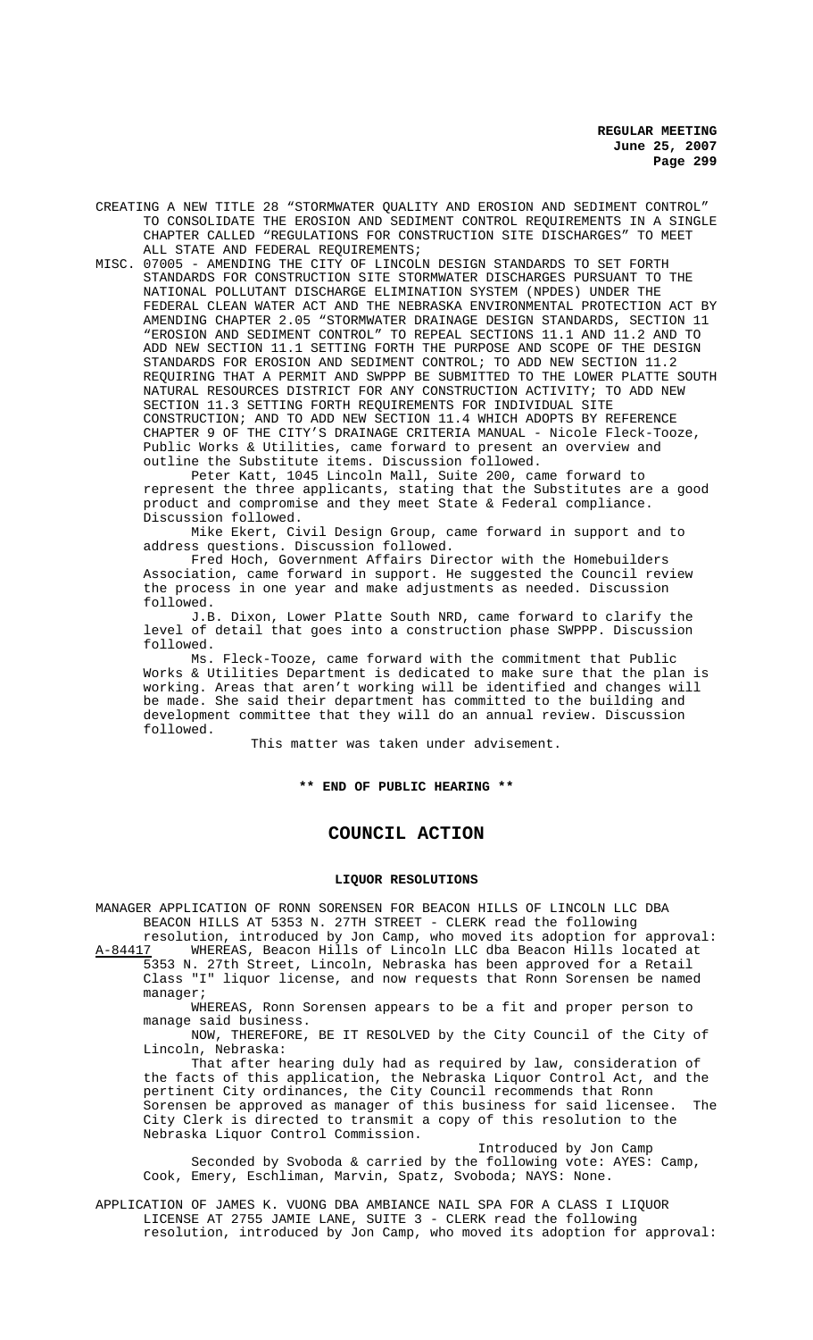CREATING A NEW TITLE 28 "STORMWATER QUALITY AND EROSION AND SEDIMENT CONTROL" TO CONSOLIDATE THE EROSION AND SEDIMENT CONTROL REQUIREMENTS IN A SINGLE CHAPTER CALLED "REGULATIONS FOR CONSTRUCTION SITE DISCHARGES" TO MEET ALL STATE AND FEDERAL REQUIREMENTS;

MISC. 07005 - AMENDING THE CITY OF LINCOLN DESIGN STANDARDS TO SET FORTH STANDARDS FOR CONSTRUCTION SITE STORMWATER DISCHARGES PURSUANT TO THE NATIONAL POLLUTANT DISCHARGE ELIMINATION SYSTEM (NPDES) UNDER THE FEDERAL CLEAN WATER ACT AND THE NEBRASKA ENVIRONMENTAL PROTECTION ACT BY AMENDING CHAPTER 2.05 "STORMWATER DRAINAGE DESIGN STANDARDS, SECTION 11 "EROSION AND SEDIMENT CONTROL" TO REPEAL SECTIONS 11.1 AND 11.2 AND TO ADD NEW SECTION 11.1 SETTING FORTH THE PURPOSE AND SCOPE OF THE DESIGN STANDARDS FOR EROSION AND SEDIMENT CONTROL; TO ADD NEW SECTION 11.2 REQUIRING THAT A PERMIT AND SWPPP BE SUBMITTED TO THE LOWER PLATTE SOUTH NATURAL RESOURCES DISTRICT FOR ANY CONSTRUCTION ACTIVITY; TO ADD NEW SECTION 11.3 SETTING FORTH REQUIREMENTS FOR INDIVIDUAL SITE CONSTRUCTION; AND TO ADD NEW SECTION 11.4 WHICH ADOPTS BY REFERENCE CHAPTER 9 OF THE CITY'S DRAINAGE CRITERIA MANUAL - Nicole Fleck-Tooze, Public Works & Utilities, came forward to present an overview and outline the Substitute items. Discussion followed.

Peter Katt, 1045 Lincoln Mall, Suite 200, came forward to represent the three applicants, stating that the Substitutes are a good product and compromise and they meet State & Federal compliance. Discussion followed.

Mike Ekert, Civil Design Group, came forward in support and to address questions. Discussion followed.

Fred Hoch, Government Affairs Director with the Homebuilders Association, came forward in support. He suggested the Council review the process in one year and make adjustments as needed. Discussion followed.

J.B. Dixon, Lower Platte South NRD, came forward to clarify the level of detail that goes into a construction phase SWPPP. Discussion followed.

Ms. Fleck-Tooze, came forward with the commitment that Public Works & Utilities Department is dedicated to make sure that the plan is working. Areas that aren't working will be identified and changes will be made. She said their department has committed to the building and development committee that they will do an annual review. Discussion followed.

This matter was taken under advisement.

**\*\* END OF PUBLIC HEARING \*\***

# COUNCIL ACTION

## LIQUOR RESOLUTIONS

MANAGER APPLICATION OF RONN SORENSEN FOR BEACON HILLS OF LINCOLN LLC DBA BEACON HILLS AT 5353 N. 27TH STREET - CLERK read the following resolution, introduced by Jon Camp, who moved its adoption for approval:

A-84417 WHEREAS, Beacon Hills of Lincoln LLC dba Beacon Hills located at 5353 N. 27th Street, Lincoln, Nebraska has been approved for a Retail Class "I" liquor license, and now requests that Ronn Sorensen be named manager;

WHEREAS, Ronn Sorensen appears to be a fit and proper person to manage said business.

NOW, THEREFORE, BE IT RESOLVED by the City Council of the City of Lincoln, Nebraska:

That after hearing duly had as required by law, consideration of the facts of this application, the Nebraska Liquor Control Act, and the pertinent City ordinances, the City Council recommends that Ronn Sorensen be approved as manager of this business for said licensee. The City Clerk is directed to transmit a copy of this resolution to the Nebraska Liquor Control Commission.

Introduced by Jon Camp

Seconded by Svoboda & carried by the following vote: AYES: Camp, Cook, Emery, Eschliman, Marvin, Spatz, Svoboda; NAYS: None.

APPLICATION OF JAMES K. VUONG DBA AMBIANCE NAIL SPA FOR A CLASS I LIQUOR LICENSE AT 2755 JAMIE LANE, SUITE 3 - CLERK read the following resolution, introduced by Jon Camp, who moved its adoption for approval: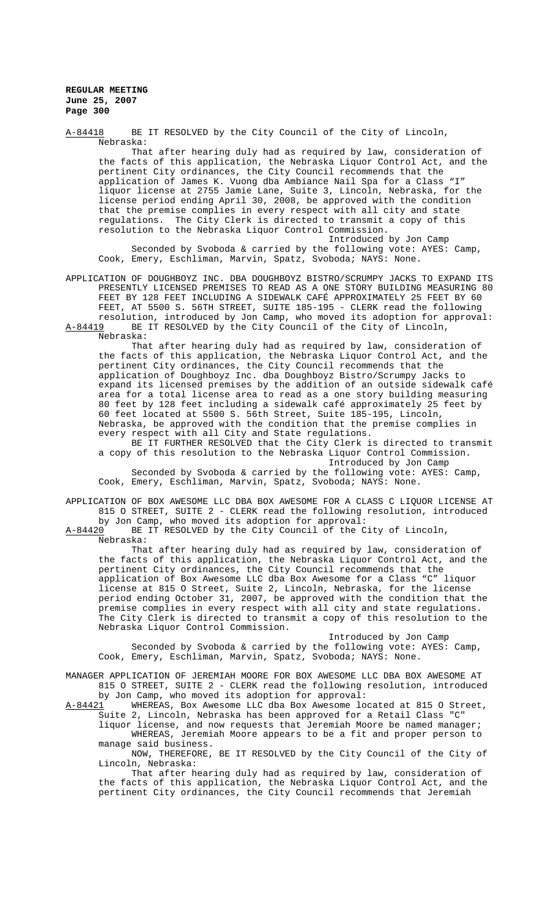A-84418 BE IT RESOLVED by the City Council of the City of Lincoln, Nebraska:

That after hearing duly had as required by law, consideration of the facts of this application, the Nebraska Liquor Control Act, and the pertinent City ordinances, the City Council recommends that the application of James K. Vuong dba Ambiance Nail Spa for a Class "I" liquor license at 2755 Jamie Lane, Suite 3, Lincoln, Nebraska, for the license period ending April 30, 2008, be approved with the condition that the premise complies in every respect with all city and state regulations. The City Clerk is directed to transmit a copy of this resolution to the Nebraska Liquor Control Commission.

Introduced by Jon Camp

Seconded by Svoboda & carried by the following vote: AYES: Camp, Cook, Emery, Eschliman, Marvin, Spatz, Svoboda; NAYS: None.

APPLICATION OF DOUGHBOYZ INC. DBA DOUGHBOYZ BISTRO/SCRUMPY JACKS TO EXPAND ITS PRESENTLY LICENSED PREMISES TO READ AS A ONE STORY BUILDING MEASURING 80 FEET BY 128 FEET INCLUDING A SIDEWALK CAFÉ APPROXIMATELY 25 FEET BY 60 FEET, AT 5500 S. 56TH STREET, SUITE 185-195 - CLERK read the following resolution, introduced by Jon Camp, who moved its adoption for approval:

A-84419 BE IT RESOLVED by the City Council of the City of Lincoln, Nebraska:

That after hearing duly had as required by law, consideration of the facts of this application, the Nebraska Liquor Control Act, and the pertinent City ordinances, the City Council recommends that the application of Doughboyz Inc. dba Doughboyz Bistro/Scrumpy Jacks to expand its licensed premises by the addition of an outside sidewalk café area for a total license area to read as a one story building measuring 80 feet by 128 feet including a sidewalk café approximately 25 feet by 60 feet located at 5500 S. 56th Street, Suite 185-195, Lincoln, Nebraska, be approved with the condition that the premise complies in every respect with all City and State regulations.

BE IT FURTHER RESOLVED that the City Clerk is directed to transmit a copy of this resolution to the Nebraska Liquor Control Commission.

Introduced by Jon Camp

Seconded by Svoboda & carried by the following vote: AYES: Camp, Cook, Emery, Eschliman, Marvin, Spatz, Svoboda; NAYS: None.

APPLICATION OF BOX AWESOME LLC DBA BOX AWESOME FOR A CLASS C LIQUOR LICENSE AT 815 O STREET, SUITE 2 - CLERK read the following resolution, introduced by Jon Camp, who moved its adoption for approval:

A-84420 BE IT RESOLVED by the City Council of the City of Lincoln, Nebraska:

That after hearing duly had as required by law, consideration of the facts of this application, the Nebraska Liquor Control Act, and the pertinent City ordinances, the City Council recommends that the application of Box Awesome LLC dba Box Awesome for a Class "C" liquor license at 815 O Street, Suite 2, Lincoln, Nebraska, for the license period ending October 31, 2007, be approved with the condition that the premise complies in every respect with all city and state regulations. The City Clerk is directed to transmit a copy of this resolution to the Nebraska Liquor Control Commission.

Introduced by Jon Camp

Seconded by Svoboda & carried by the following vote: AYES: Camp, Cook, Emery, Eschliman, Marvin, Spatz, Svoboda; NAYS: None.

MANAGER APPLICATION OF JEREMIAH MOORE FOR BOX AWESOME LLC DBA BOX AWESOME AT 815 O STREET, SUITE 2 - CLERK read the following resolution, introduced by Jon Camp, who moved its adoption for approval:

A-84421 WHEREAS, Box Awesome LLC dba Box Awesome located at 815 O Street, Suite 2, Lincoln, Nebraska has been approved for a Retail Class "C" liquor license, and now requests that Jeremiah Moore be named manager;

WHEREAS, Jeremiah Moore appears to be a fit and proper person to manage said business.

NOW, THEREFORE, BE IT RESOLVED by the City Council of the City of Lincoln, Nebraska:

That after hearing duly had as required by law, consideration of the facts of this application, the Nebraska Liquor Control Act, and the pertinent City ordinances, the City Council recommends that Jeremiah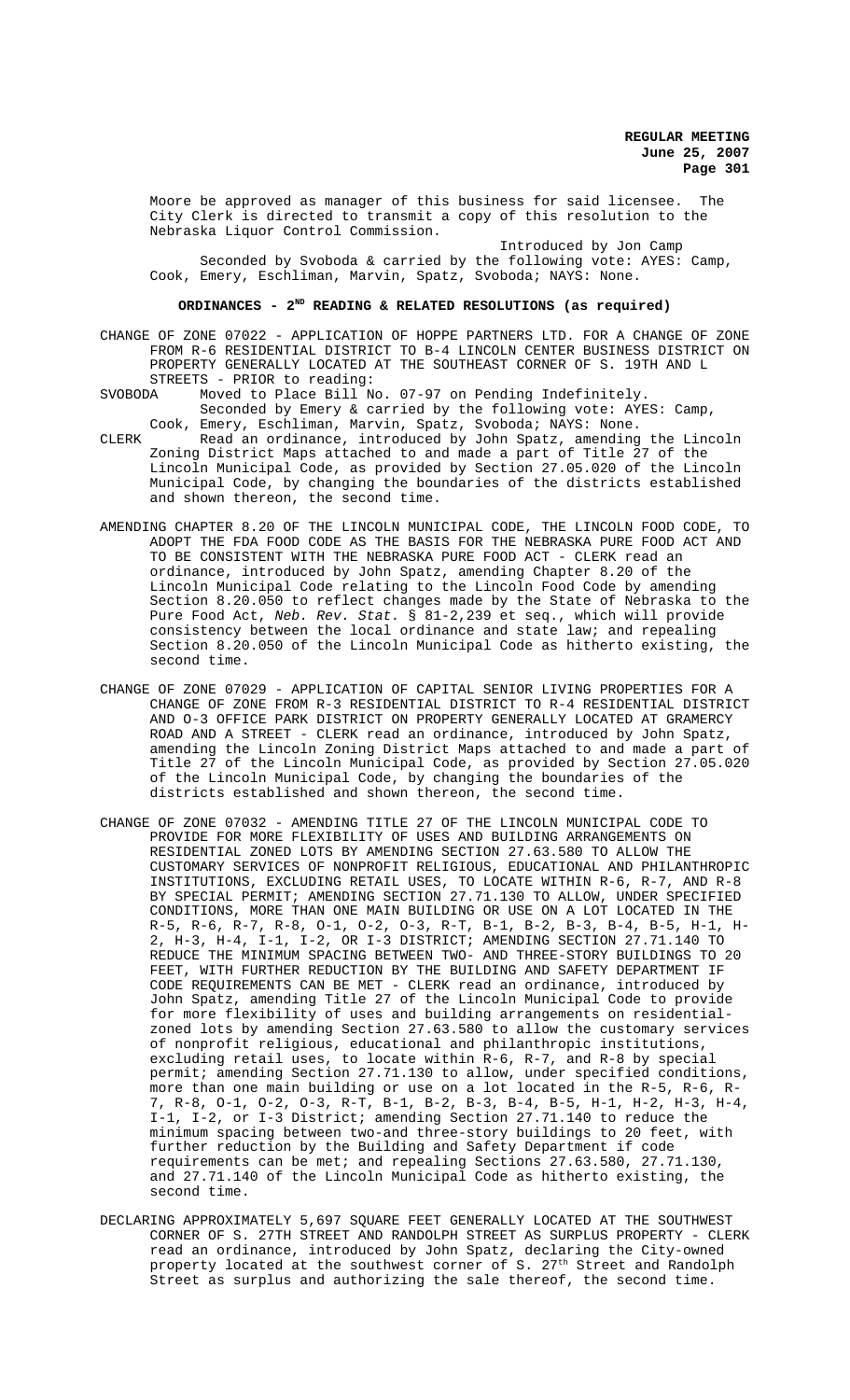Moore be approved as manager of this business for said licensee. The City Clerk is directed to transmit a copy of this resolution to the Nebraska Liquor Control Commission.

Introduced by Jon Camp

Seconded by Svoboda & carried by the following vote: AYES: Camp, Cook, Emery, Eschliman, Marvin, Spatz, Svoboda; NAYS: None.

## ORDINANCES - 2ND READING & RELATED RESOLUTIONS (as required)

CHANGE OF ZONE 07022 - APPLICATION OF HOPPE PARTNERS LTD. FOR A CHANGE OF ZONE FROM R-6 RESIDENTIAL DISTRICT TO B-4 LINCOLN CENTER BUSINESS DISTRICT ON PROPERTY GENERALLY LOCATED AT THE SOUTHEAST CORNER OF S. 19TH AND L STREETS - PRIOR to reading:

SVOBODA Moved to Place Bill No. 07-97 on Pending Indefinitely.

Seconded by Emery & carried by the following vote: AYES: Camp, Cook, Emery, Eschliman, Marvin, Spatz, Svoboda; NAYS: None.

CLERK Read an ordinance, introduced by John Spatz, amending the Lincoln Zoning District Maps attached to and made a part of Title 27 of the Lincoln Municipal Code, as provided by Section 27.05.020 of the Lincoln Municipal Code, by changing the boundaries of the districts established and shown thereon, the second time.

AMENDING CHAPTER 8.20 OF THE LINCOLN MUNICIPAL CODE, THE LINCOLN FOOD CODE, TO ADOPT THE FDA FOOD CODE AS THE BASIS FOR THE NEBRASKA PURE FOOD ACT AND TO BE CONSISTENT WITH THE NEBRASKA PURE FOOD ACT - CLERK read an ordinance, introduced by John Spatz, amending Chapter 8.20 of the Lincoln Municipal Code relating to the Lincoln Food Code by amending Section 8.20.050 to reflect changes made by the State of Nebraska to the Pure Food Act, *Neb. Rev. Stat.* § 81-2,239 et seq., which will provide consistency between the local ordinance and state law; and repealing Section 8.20.050 of the Lincoln Municipal Code as hitherto existing, the second time.

CHANGE OF ZONE 07029 - APPLICATION OF CAPITAL SENIOR LIVING PROPERTIES FOR A CHANGE OF ZONE FROM R-3 RESIDENTIAL DISTRICT TO R-4 RESIDENTIAL DISTRICT AND O-3 OFFICE PARK DISTRICT ON PROPERTY GENERALLY LOCATED AT GRAMERCY ROAD AND A STREET - CLERK read an ordinance, introduced by John Spatz, amending the Lincoln Zoning District Maps attached to and made a part of Title 27 of the Lincoln Municipal Code, as provided by Section 27.05.020 of the Lincoln Municipal Code, by changing the boundaries of the districts established and shown thereon, the second time.

CHANGE OF ZONE 07032 - AMENDING TITLE 27 OF THE LINCOLN MUNICIPAL CODE TO PROVIDE FOR MORE FLEXIBILITY OF USES AND BUILDING ARRANGEMENTS ON RESIDENTIAL ZONED LOTS BY AMENDING SECTION 27.63.580 TO ALLOW THE CUSTOMARY SERVICES OF NONPROFIT RELIGIOUS, EDUCATIONAL AND PHILANTHROPIC INSTITUTIONS, EXCLUDING RETAIL USES, TO LOCATE WITHIN R-6, R-7, AND R-8 BY SPECIAL PERMIT; AMENDING SECTION 27.71.130 TO ALLOW, UNDER SPECIFIED CONDITIONS, MORE THAN ONE MAIN BUILDING OR USE ON A LOT LOCATED IN THE R-5, R-6, R-7, R-8, O-1, O-2, O-3, R-T, B-1, B-2, B-3, B-4, B-5, H-1, H-2, H-3, H-4, I-1, I-2, OR I-3 DISTRICT; AMENDING SECTION 27.71.140 TO REDUCE THE MINIMUM SPACING BETWEEN TWO- AND THREE-STORY BUILDINGS TO 20 FEET, WITH FURTHER REDUCTION BY THE BUILDING AND SAFETY DEPARTMENT IF CODE REQUIREMENTS CAN BE MET - CLERK read an ordinance, introduced by John Spatz, amending Title 27 of the Lincoln Municipal Code to provide for more flexibility of uses and building arrangements on residential-zoned lots by amending Section 27.63.580 to allow the customary services of nonprofit religious, educational and philanthropic institutions, excluding retail uses, to locate within R-6, R-7, and R-8 by special permit; amending Section 27.71.130 to allow, under specified conditions, more than one main building or use on a lot located in the R-5, R-6, R-7, R-8, O-1, O-2, O-3, R-T, B-1, B-2, B-3, B-4, B-5, H-1, H-2, H-3, H-4, I-1, I-2, or I-3 District; amending Section 27.71.140 to reduce the minimum spacing between two-and three-story buildings to 20 feet, with further reduction by the Building and Safety Department if code requirements can be met; and repealing Sections 27.63.580, 27.71.130, and 27.71.140 of the Lincoln Municipal Code as hitherto existing, the second time.

DECLARING APPROXIMATELY 5,697 SQUARE FEET GENERALLY LOCATED AT THE SOUTHWEST CORNER OF S. 27TH STREET AND RANDOLPH STREET AS SURPLUS PROPERTY - CLERK read an ordinance, introduced by John Spatz, declaring the City-owned property located at the southwest corner of S. 27th Street and Randolph Street as surplus and authorizing the sale thereof, the second time.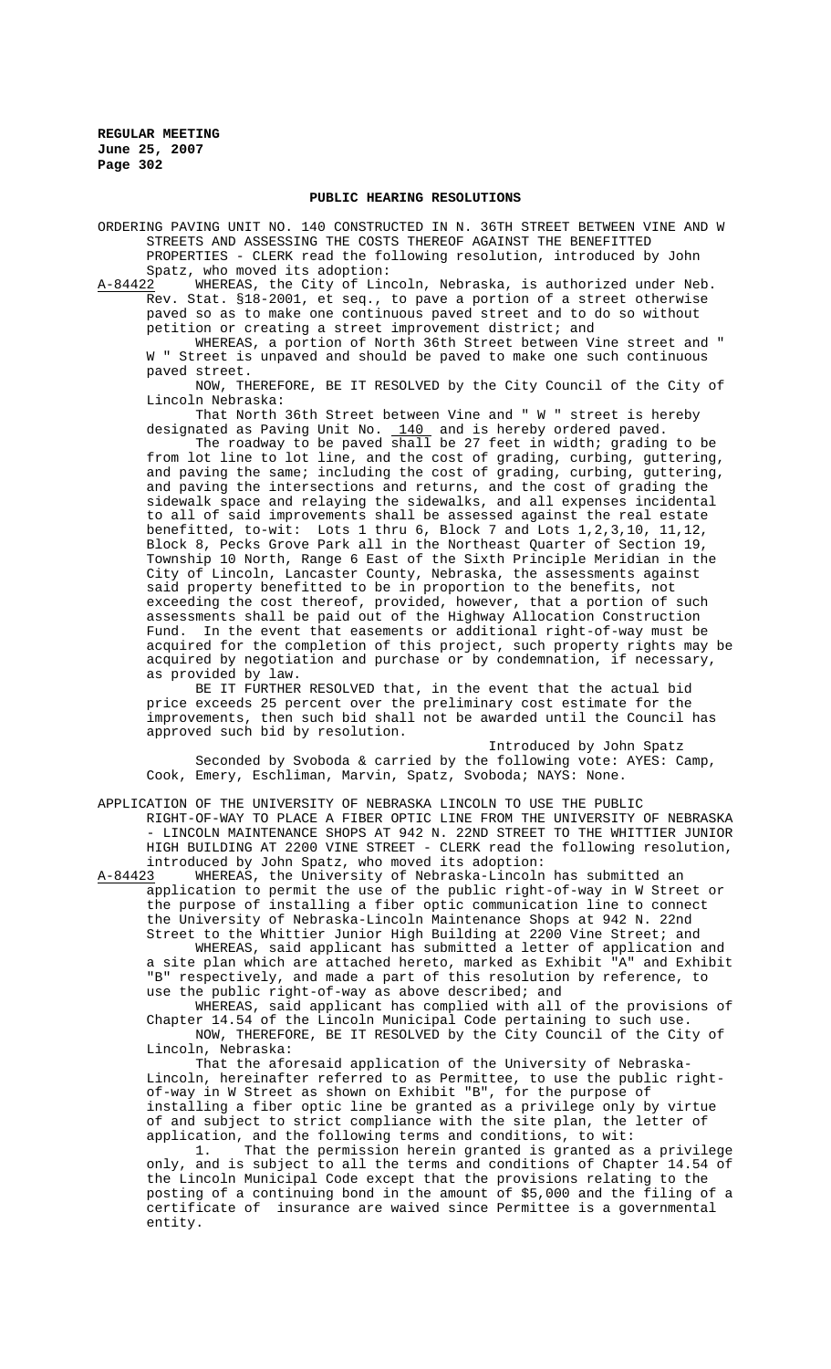## PUBLIC HEARING RESOLUTIONS

ORDERING PAVING UNIT NO. 140 CONSTRUCTED IN N. 36TH STREET BETWEEN VINE AND W STREETS AND ASSESSING THE COSTS THEREOF AGAINST THE BENEFITTED PROPERTIES - CLERK read the following resolution, introduced by John Spatz, who moved its adoption:

A-84422 WHEREAS, the City of Lincoln, Nebraska, is authorized under Neb. Rev. Stat. §18-2001, et seq., to pave a portion of a street otherwise paved so as to make one continuous paved street and to do so without petition or creating a street improvement district; and

WHEREAS, a portion of North 36th Street between Vine street and " W " Street is unpaved and should be paved to make one such continuous paved street.

NOW, THEREFORE, BE IT RESOLVED by the City Council of the City of Lincoln Nebraska:

That North 36th Street between Vine and " W " street is hereby designated as Paving Unit No. 140 and is hereby ordered paved.

The roadway to be paved shall be 27 feet in width; grading to be from lot line to lot line, and the cost of grading, curbing, guttering, and paving the same; including the cost of grading, curbing, guttering, and paving the intersections and returns, and the cost of grading the sidewalk space and relaying the sidewalks, and all expenses incidental to all of said improvements shall be assessed against the real estate benefitted, to-wit: Lots 1 thru 6, Block 7 and Lots 1,2,3,10, 11,12, Block 8, Pecks Grove Park all in the Northeast Quarter of Section 19, Township 10 North, Range 6 East of the Sixth Principle Meridian in the City of Lincoln, Lancaster County, Nebraska, the assessments against said property benefitted to be in proportion to the benefits, not exceeding the cost thereof, provided, however, that a portion of such assessments shall be paid out of the Highway Allocation Construction Fund. In the event that easements or additional right-of-way must be acquired for the completion of this project, such property rights may be acquired by negotiation and purchase or by condemnation, if necessary, as provided by law.

BE IT FURTHER RESOLVED that, in the event that the actual bid price exceeds 25 percent over the preliminary cost estimate for the improvements, then such bid shall not be awarded until the Council has approved such bid by resolution.

Introduced by John Spatz

Seconded by Svoboda & carried by the following vote: AYES: Camp, Cook, Emery, Eschliman, Marvin, Spatz, Svoboda; NAYS: None.

APPLICATION OF THE UNIVERSITY OF NEBRASKA LINCOLN TO USE THE PUBLIC RIGHT-OF-WAY TO PLACE A FIBER OPTIC LINE FROM THE UNIVERSITY OF NEBRASKA - LINCOLN MAINTENANCE SHOPS AT 942 N. 22ND STREET TO THE WHITTIER JUNIOR HIGH BUILDING AT 2200 VINE STREET - CLERK read the following resolution, introduced by John Spatz, who moved its adoption:

A-84423 WHEREAS, the University of Nebraska-Lincoln has submitted an application to permit the use of the public right-of-way in W Street or the purpose of installing a fiber optic communication line to connect the University of Nebraska-Lincoln Maintenance Shops at 942 N. 22nd Street to the Whittier Junior High Building at 2200 Vine Street; and

WHEREAS, said applicant has submitted a letter of application and a site plan which are attached hereto, marked as Exhibit "A" and Exhibit "B" respectively, and made a part of this resolution by reference, to use the public right-of-way as above described; and

WHEREAS, said applicant has complied with all of the provisions of Chapter 14.54 of the Lincoln Municipal Code pertaining to such use.

NOW, THEREFORE, BE IT RESOLVED by the City Council of the City of Lincoln, Nebraska:

That the aforesaid application of the University of Nebraska-Lincoln, hereinafter referred to as Permittee, to use the public right-of-way in W Street as shown on Exhibit "B", for the purpose of installing a fiber optic line be granted as a privilege only by virtue of and subject to strict compliance with the site plan, the letter of application, and the following terms and conditions, to wit:

1. That the permission herein granted is granted as a privilege only, and is subject to all the terms and conditions of Chapter 14.54 of the Lincoln Municipal Code except that the provisions relating to the posting of a continuing bond in the amount of $5,000 and the filing of a certificate of insurance are waived since Permittee is a governmental entity.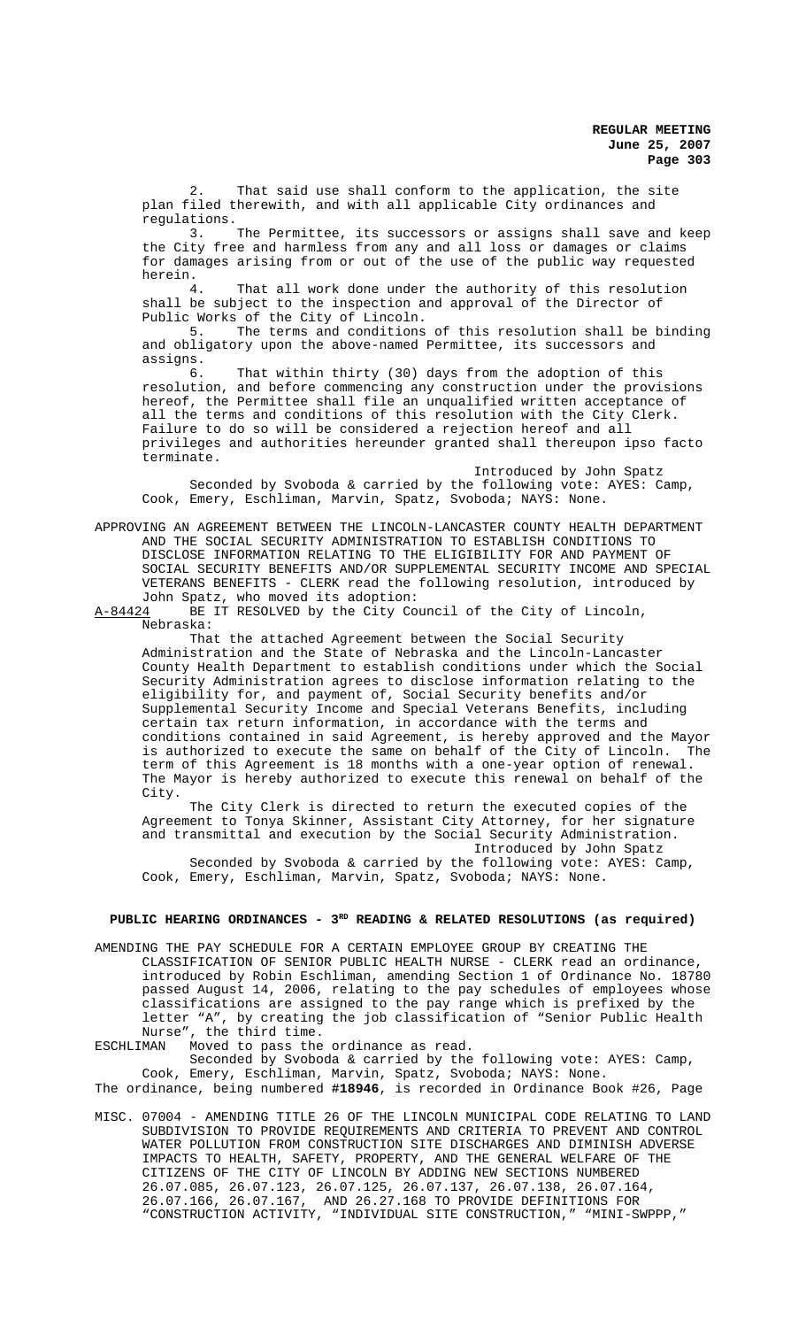2. That said use shall conform to the application, the site plan filed therewith, and with all applicable City ordinances and regulations.

3. The Permittee, its successors or assigns shall save and keep the City free and harmless from any and all loss or damages or claims for damages arising from or out of the use of the public way requested herein.

4. That all work done under the authority of this resolution shall be subject to the inspection and approval of the Director of Public Works of the City of Lincoln.

5. The terms and conditions of this resolution shall be binding and obligatory upon the above-named Permittee, its successors and assigns.

6. That within thirty (30) days from the adoption of this resolution, and before commencing any construction under the provisions hereof, the Permittee shall file an unqualified written acceptance of all the terms and conditions of this resolution with the City Clerk. Failure to do so will be considered a rejection hereof and all privileges and authorities hereunder granted shall thereupon ipso facto terminate.

Introduced by John Spatz

Seconded by Svoboda & carried by the following vote: AYES: Camp, Cook, Emery, Eschliman, Marvin, Spatz, Svoboda; NAYS: None.

APPROVING AN AGREEMENT BETWEEN THE LINCOLN-LANCASTER COUNTY HEALTH DEPARTMENT AND THE SOCIAL SECURITY ADMINISTRATION TO ESTABLISH CONDITIONS TO DISCLOSE INFORMATION RELATING TO THE ELIGIBILITY FOR AND PAYMENT OF SOCIAL SECURITY BENEFITS AND/OR SUPPLEMENTAL SECURITY INCOME AND SPECIAL VETERANS BENEFITS - CLERK read the following resolution, introduced by John Spatz, who moved its adoption:

A-84424 BE IT RESOLVED by the City Council of the City of Lincoln, Nebraska:

That the attached Agreement between the Social Security Administration and the State of Nebraska and the Lincoln-Lancaster County Health Department to establish conditions under which the Social Security Administration agrees to disclose information relating to the eligibility for, and payment of, Social Security benefits and/or Supplemental Security Income and Special Veterans Benefits, including certain tax return information, in accordance with the terms and conditions contained in said Agreement, is hereby approved and the Mayor is authorized to execute the same on behalf of the City of Lincoln. The term of this Agreement is 18 months with a one-year option of renewal. The Mayor is hereby authorized to execute this renewal on behalf of the City.

The City Clerk is directed to return the executed copies of the Agreement to Tonya Skinner, Assistant City Attorney, for her signature and transmittal and execution by the Social Security Administration.

Introduced by John Spatz

Seconded by Svoboda & carried by the following vote: AYES: Camp, Cook, Emery, Eschliman, Marvin, Spatz, Svoboda; NAYS: None.

**PUBLIC HEARING ORDINANCES - 3RD READING & RELATED RESOLUTIONS (as required)**

AMENDING THE PAY SCHEDULE FOR A CERTAIN EMPLOYEE GROUP BY CREATING THE CLASSIFICATION OF SENIOR PUBLIC HEALTH NURSE - CLERK read an ordinance, introduced by Robin Eschliman, amending Section 1 of Ordinance No. 18780 passed August 14, 2006, relating to the pay schedules of employees whose classifications are assigned to the pay range which is prefixed by the letter "A", by creating the job classification of "Senior Public Health Nurse", the third time.

ESCHLIMAN Moved to pass the ordinance as read.

Seconded by Svoboda & carried by the following vote: AYES: Camp, Cook, Emery, Eschliman, Marvin, Spatz, Svoboda; NAYS: None.

The ordinance, being numbered **#18946**, is recorded in Ordinance Book #26, Page

MISC. 07004 - AMENDING TITLE 26 OF THE LINCOLN MUNICIPAL CODE RELATING TO LAND SUBDIVISION TO PROVIDE REQUIREMENTS AND CRITERIA TO PREVENT AND CONTROL WATER POLLUTION FROM CONSTRUCTION SITE DISCHARGES AND DIMINISH ADVERSE IMPACTS TO HEALTH, SAFETY, PROPERTY, AND THE GENERAL WELFARE OF THE CITIZENS OF THE CITY OF LINCOLN BY ADDING NEW SECTIONS NUMBERED 26.07.085, 26.07.123, 26.07.125, 26.07.137, 26.07.138, 26.07.164, 26.07.166, 26.07.167, AND 26.27.168 TO PROVIDE DEFINITIONS FOR "CONSTRUCTION ACTIVITY, "INDIVIDUAL SITE CONSTRUCTION," "MINI-SWPPP,"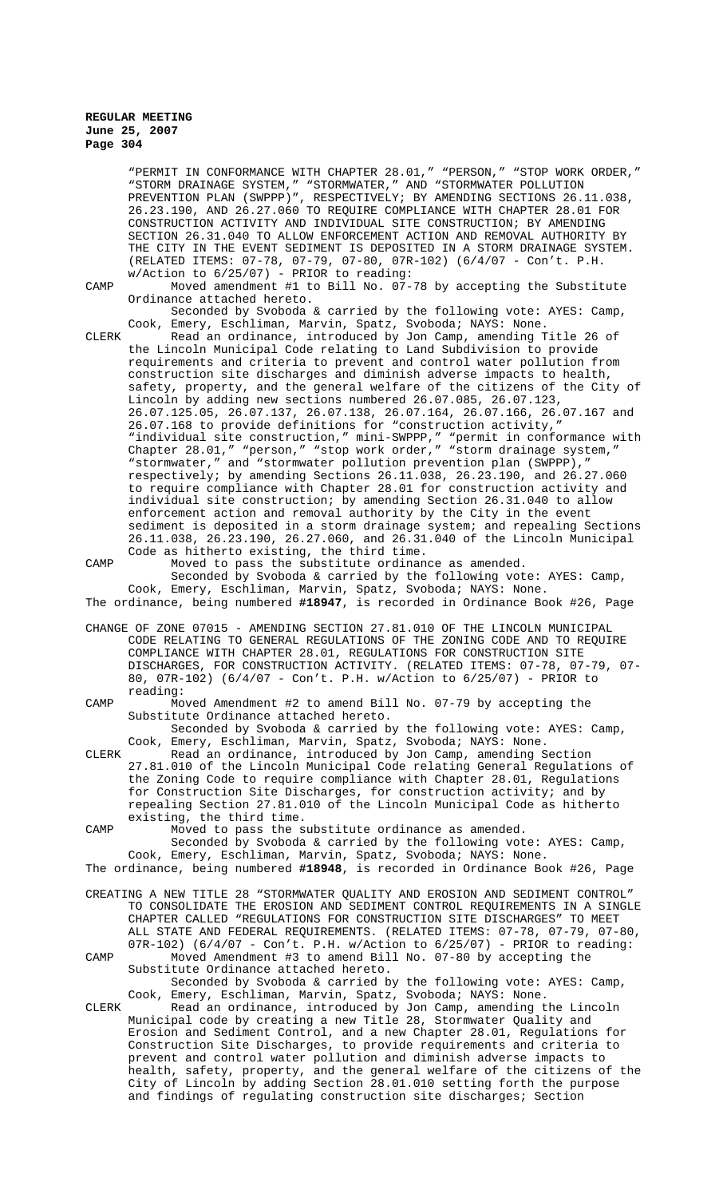"PERMIT IN CONFORMANCE WITH CHAPTER 28.01," "PERSON," "STOP WORK ORDER," "STORM DRAINAGE SYSTEM," "STORMWATER," AND "STORMWATER POLLUTION PREVENTION PLAN (SWPPP)", RESPECTIVELY; BY AMENDING SECTIONS 26.11.038, 26.23.190, AND 26.27.060 TO REQUIRE COMPLIANCE WITH CHAPTER 28.01 FOR CONSTRUCTION ACTIVITY AND INDIVIDUAL SITE CONSTRUCTION; BY AMENDING SECTION 26.31.040 TO ALLOW ENFORCEMENT ACTION AND REMOVAL AUTHORITY BY THE CITY IN THE EVENT SEDIMENT IS DEPOSITED IN A STORM DRAINAGE SYSTEM. (RELATED ITEMS: 07-78, 07-79, 07-80, 07R-102) (6/4/07 - Con't. P.H. w/Action to 6/25/07) - PRIOR to reading:

CAMP Moved amendment #1 to Bill No. 07-78 by accepting the Substitute Ordinance attached hereto.

Seconded by Svoboda & carried by the following vote: AYES: Camp, Cook, Emery, Eschliman, Marvin, Spatz, Svoboda; NAYS: None.

CLERK Read an ordinance, introduced by Jon Camp, amending Title 26 of the Lincoln Municipal Code relating to Land Subdivision to provide requirements and criteria to prevent and control water pollution from construction site discharges and diminish adverse impacts to health, safety, property, and the general welfare of the citizens of the City of Lincoln by adding new sections numbered 26.07.085, 26.07.123, 26.07.125.05, 26.07.137, 26.07.138, 26.07.164, 26.07.166, 26.07.167 and 26.07.168 to provide definitions for "construction activity," "individual site construction," mini-SWPPP," "permit in conformance with Chapter 28.01," "person," "stop work order," "storm drainage system," "stormwater," and "stormwater pollution prevention plan (SWPPP)," respectively; by amending Sections 26.11.038, 26.23.190, and 26.27.060 to require compliance with Chapter 28.01 for construction activity and individual site construction; by amending Section 26.31.040 to allow enforcement action and removal authority by the City in the event sediment is deposited in a storm drainage system; and repealing Sections 26.11.038, 26.23.190, 26.27.060, and 26.31.040 of the Lincoln Municipal Code as hitherto existing, the third time.

CAMP Moved to pass the substitute ordinance as amended.

Seconded by Svoboda & carried by the following vote: AYES: Camp, Cook, Emery, Eschliman, Marvin, Spatz, Svoboda; NAYS: None.

The ordinance, being numbered **#18947**, is recorded in Ordinance Book #26, Page

CHANGE OF ZONE 07015 - AMENDING SECTION 27.81.010 OF THE LINCOLN MUNICIPAL CODE RELATING TO GENERAL REGULATIONS OF THE ZONING CODE AND TO REQUIRE COMPLIANCE WITH CHAPTER 28.01, REGULATIONS FOR CONSTRUCTION SITE DISCHARGES, FOR CONSTRUCTION ACTIVITY. (RELATED ITEMS: 07-78, 07-79, 07-80, 07R-102) (6/4/07 - Con't. P.H. w/Action to 6/25/07) - PRIOR to reading:

CAMP Moved Amendment #2 to amend Bill No. 07-79 by accepting the Substitute Ordinance attached hereto.

Seconded by Svoboda & carried by the following vote: AYES: Camp, Cook, Emery, Eschliman, Marvin, Spatz, Svoboda; NAYS: None.

CLERK Read an ordinance, introduced by Jon Camp, amending Section 27.81.010 of the Lincoln Municipal Code relating General Regulations of the Zoning Code to require compliance with Chapter 28.01, Regulations for Construction Site Discharges, for construction activity; and by repealing Section 27.81.010 of the Lincoln Municipal Code as hitherto existing, the third time.

CAMP Moved to pass the substitute ordinance as amended.

Seconded by Svoboda & carried by the following vote: AYES: Camp, Cook, Emery, Eschliman, Marvin, Spatz, Svoboda; NAYS: None.

The ordinance, being numbered **#18948**, is recorded in Ordinance Book #26, Page

CREATING A NEW TITLE 28 "STORMWATER QUALITY AND EROSION AND SEDIMENT CONTROL" TO CONSOLIDATE THE EROSION AND SEDIMENT CONTROL REQUIREMENTS IN A SINGLE CHAPTER CALLED "REGULATIONS FOR CONSTRUCTION SITE DISCHARGES" TO MEET ALL STATE AND FEDERAL REQUIREMENTS. (RELATED ITEMS: 07-78, 07-79, 07-80, 07R-102) (6/4/07 - Con't. P.H. w/Action to 6/25/07) - PRIOR to reading:

CAMP Moved Amendment #3 to amend Bill No. 07-80 by accepting the Substitute Ordinance attached hereto.

Seconded by Svoboda & carried by the following vote: AYES: Camp, Cook, Emery, Eschliman, Marvin, Spatz, Svoboda; NAYS: None.

CLERK Read an ordinance, introduced by Jon Camp, amending the Lincoln Municipal code by creating a new Title 28, Stormwater Quality and Erosion and Sediment Control, and a new Chapter 28.01, Regulations for Construction Site Discharges, to provide requirements and criteria to prevent and control water pollution and diminish adverse impacts to health, safety, property, and the general welfare of the citizens of the City of Lincoln by adding Section 28.01.010 setting forth the purpose and findings of regulating construction site discharges; Section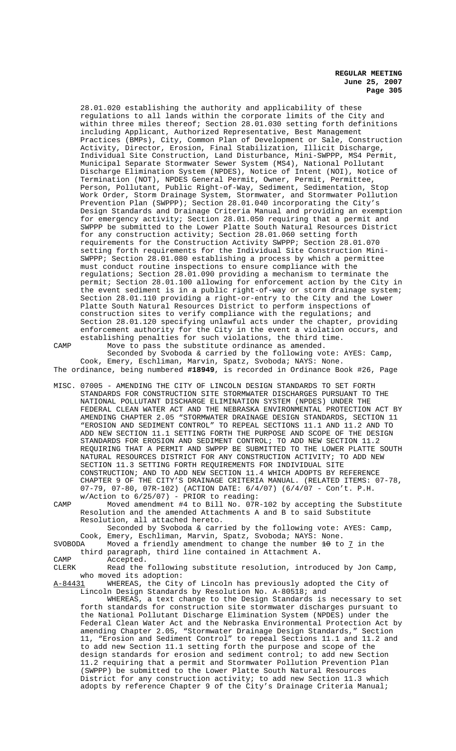28.01.020 establishing the authority and applicability of these regulations to all lands within the corporate limits of the City and within three miles thereof; Section 28.01.030 setting forth definitions including Applicant, Authorized Representative, Best Management Practices (BMPs), City, Common Plan of Development or Sale, Construction Activity, Director, Erosion, Final Stabilization, Illicit Discharge, Individual Site Construction, Land Disturbance, Mini-SWPPP, MS4 Permit, Municipal Separate Stormwater Sewer System (MS4), National Pollutant Discharge Elimination System (NPDES), Notice of Intent (NOI), Notice of Termination (NOT), NPDES General Permit, Owner, Permit, Permittee, Person, Pollutant, Public Right-of-Way, Sediment, Sedimentation, Stop Work Order, Storm Drainage System, Stormwater, and Stormwater Pollution Prevention Plan (SWPPP); Section 28.01.040 incorporating the City's Design Standards and Drainage Criteria Manual and providing an exemption for emergency activity; Section 28.01.050 requiring that a permit and SWPPP be submitted to the Lower Platte South Natural Resources District for any construction activity; Section 28.01.060 setting forth requirements for the Construction Activity SWPPP; Section 28.01.070 setting forth requirements for the Individual Site Construction Mini-SWPPP; Section 28.01.080 establishing a process by which a permittee must conduct routine inspections to ensure compliance with the regulations; Section 28.01.090 providing a mechanism to terminate the permit; Section 28.01.100 allowing for enforcement action by the City in the event sediment is in a public right-of-way or storm drainage system; Section 28.01.110 providing a right-or-entry to the City and the Lower Platte South Natural Resources District to perform inspections of construction sites to verify compliance with the regulations; and Section 28.01.120 specifying unlawful acts under the chapter, providing enforcement authority for the City in the event a violation occurs, and establishing penalties for such violations, the third time.

CAMP Move to pass the substitute ordinance as amended.

Seconded by Svoboda & carried by the following vote: AYES: Camp, Cook, Emery, Eschliman, Marvin, Spatz, Svoboda; NAYS: None.

The ordinance, being numbered **#18949**, is recorded in Ordinance Book #26, Page

MISC. 07005 - AMENDING THE CITY OF LINCOLN DESIGN STANDARDS TO SET FORTH STANDARDS FOR CONSTRUCTION SITE STORMWATER DISCHARGES PURSUANT TO THE NATIONAL POLLUTANT DISCHARGE ELIMINATION SYSTEM (NPDES) UNDER THE FEDERAL CLEAN WATER ACT AND THE NEBRASKA ENVIRONMENTAL PROTECTION ACT BY AMENDING CHAPTER 2.05 "STORMWATER DRAINAGE DESIGN STANDARDS, SECTION 11 "EROSION AND SEDIMENT CONTROL" TO REPEAL SECTIONS 11.1 AND 11.2 AND TO ADD NEW SECTION 11.1 SETTING FORTH THE PURPOSE AND SCOPE OF THE DESIGN STANDARDS FOR EROSION AND SEDIMENT CONTROL; TO ADD NEW SECTION 11.2 REQUIRING THAT A PERMIT AND SWPPP BE SUBMITTED TO THE LOWER PLATTE SOUTH NATURAL RESOURCES DISTRICT FOR ANY CONSTRUCTION ACTIVITY; TO ADD NEW SECTION 11.3 SETTING FORTH REQUIREMENTS FOR INDIVIDUAL SITE CONSTRUCTION; AND TO ADD NEW SECTION 11.4 WHICH ADOPTS BY REFERENCE CHAPTER 9 OF THE CITY'S DRAINAGE CRITERIA MANUAL. (RELATED ITEMS: 07-78, 07-79, 07-80, 07R-102) (ACTION DATE: 6/4/07) (6/4/07 - Con't. P.H. w/Action to 6/25/07) - PRIOR to reading:

CAMP Moved amendment #4 to Bill No. 07R-102 by accepting the Substitute Resolution and the amended Attachments A and B to said Substitute Resolution, all attached hereto.

Seconded by Svoboda & carried by the following vote: AYES: Camp, Cook, Emery, Eschliman, Marvin, Spatz, Svoboda; NAYS: None.

SVOBODA Moved a friendly amendment to change the number ~~10~~ to _7_ in the third paragraph, third line contained in Attachment A.

CAMP Accepted.

CLERK Read the following substitute resolution, introduced by Jon Camp, who moved its adoption:

_A-84431_ WHEREAS, the City of Lincoln has previously adopted the City of Lincoln Design Standards by Resolution No. A-80518; and

WHEREAS, a text change to the Design Standards is necessary to set forth standards for construction site stormwater discharges pursuant to the National Pollutant Discharge Elimination System (NPDES) under the Federal Clean Water Act and the Nebraska Environmental Protection Act by amending Chapter 2.05, "Stormwater Drainage Design Standards," Section 11, "Erosion and Sediment Control" to repeal Sections 11.1 and 11.2 and to add new Section 11.1 setting forth the purpose and scope of the design standards for erosion and sediment control; to add new Section 11.2 requiring that a permit and Stormwater Pollution Prevention Plan (SWPPP) be submitted to the Lower Platte South Natural Resources District for any construction activity; to add new Section 11.3 which adopts by reference Chapter 9 of the City's Drainage Criteria Manual;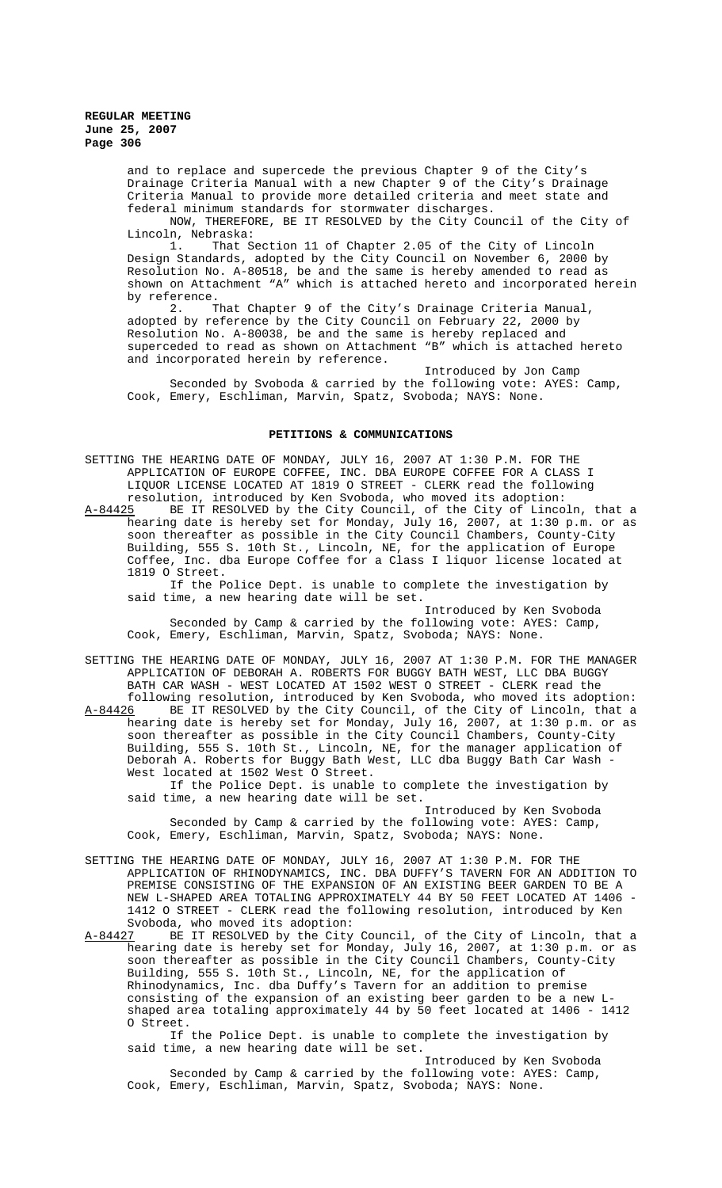and to replace and supercede the previous Chapter 9 of the City's Drainage Criteria Manual with a new Chapter 9 of the City's Drainage Criteria Manual to provide more detailed criteria and meet state and federal minimum standards for stormwater discharges.

NOW, THEREFORE, BE IT RESOLVED by the City Council of the City of Lincoln, Nebraska:

1. That Section 11 of Chapter 2.05 of the City of Lincoln Design Standards, adopted by the City Council on November 6, 2000 by Resolution No. A-80518, be and the same is hereby amended to read as shown on Attachment "A" which is attached hereto and incorporated herein by reference.

2. That Chapter 9 of the City's Drainage Criteria Manual, adopted by reference by the City Council on February 22, 2000 by Resolution No. A-80038, be and the same is hereby replaced and superceded to read as shown on Attachment "B" which is attached hereto and incorporated herein by reference.

Introduced by Jon Camp

Seconded by Svoboda & carried by the following vote: AYES: Camp, Cook, Emery, Eschliman, Marvin, Spatz, Svoboda; NAYS: None.

## PETITIONS & COMMUNICATIONS

SETTING THE HEARING DATE OF MONDAY, JULY 16, 2007 AT 1:30 P.M. FOR THE APPLICATION OF EUROPE COFFEE, INC. DBA EUROPE COFFEE FOR A CLASS I LIQUOR LICENSE LOCATED AT 1819 O STREET - CLERK read the following resolution, introduced by Ken Svoboda, who moved its adoption:

A-84425 BE IT RESOLVED by the City Council, of the City of Lincoln, that a hearing date is hereby set for Monday, July 16, 2007, at 1:30 p.m. or as soon thereafter as possible in the City Council Chambers, County-City Building, 555 S. 10th St., Lincoln, NE, for the application of Europe Coffee, Inc. dba Europe Coffee for a Class I liquor license located at 1819 O Street.

If the Police Dept. is unable to complete the investigation by said time, a new hearing date will be set.

Introduced by Ken Svoboda

Seconded by Camp & carried by the following vote: AYES: Camp, Cook, Emery, Eschliman, Marvin, Spatz, Svoboda; NAYS: None.

SETTING THE HEARING DATE OF MONDAY, JULY 16, 2007 AT 1:30 P.M. FOR THE MANAGER APPLICATION OF DEBORAH A. ROBERTS FOR BUGGY BATH WEST, LLC DBA BUGGY BATH CAR WASH - WEST LOCATED AT 1502 WEST O STREET - CLERK read the following resolution, introduced by Ken Svoboda, who moved its adoption:

A-84426 BE IT RESOLVED by the City Council, of the City of Lincoln, that a hearing date is hereby set for Monday, July 16, 2007, at 1:30 p.m. or as soon thereafter as possible in the City Council Chambers, County-City Building, 555 S. 10th St., Lincoln, NE, for the manager application of Deborah A. Roberts for Buggy Bath West, LLC dba Buggy Bath Car Wash - West located at 1502 West O Street.

If the Police Dept. is unable to complete the investigation by said time, a new hearing date will be set.

Introduced by Ken Svoboda

Seconded by Camp & carried by the following vote: AYES: Camp, Cook, Emery, Eschliman, Marvin, Spatz, Svoboda; NAYS: None.

SETTING THE HEARING DATE OF MONDAY, JULY 16, 2007 AT 1:30 P.M. FOR THE APPLICATION OF RHINODYNAMICS, INC. DBA DUFFY'S TAVERN FOR AN ADDITION TO PREMISE CONSISTING OF THE EXPANSION OF AN EXISTING BEER GARDEN TO BE A NEW L-SHAPED AREA TOTALING APPROXIMATELY 44 BY 50 FEET LOCATED AT 1406 - 1412 O STREET - CLERK read the following resolution, introduced by Ken Svoboda, who moved its adoption:

A-84427 BE IT RESOLVED by the City Council, of the City of Lincoln, that a hearing date is hereby set for Monday, July 16, 2007, at 1:30 p.m. or as soon thereafter as possible in the City Council Chambers, County-City Building, 555 S. 10th St., Lincoln, NE, for the application of Rhinodynamics, Inc. dba Duffy's Tavern for an addition to premise consisting of the expansion of an existing beer garden to be a new L-shaped area totaling approximately 44 by 50 feet located at 1406 - 1412 O Street.

If the Police Dept. is unable to complete the investigation by said time, a new hearing date will be set.

Introduced by Ken Svoboda

Seconded by Camp & carried by the following vote: AYES: Camp, Cook, Emery, Eschliman, Marvin, Spatz, Svoboda; NAYS: None.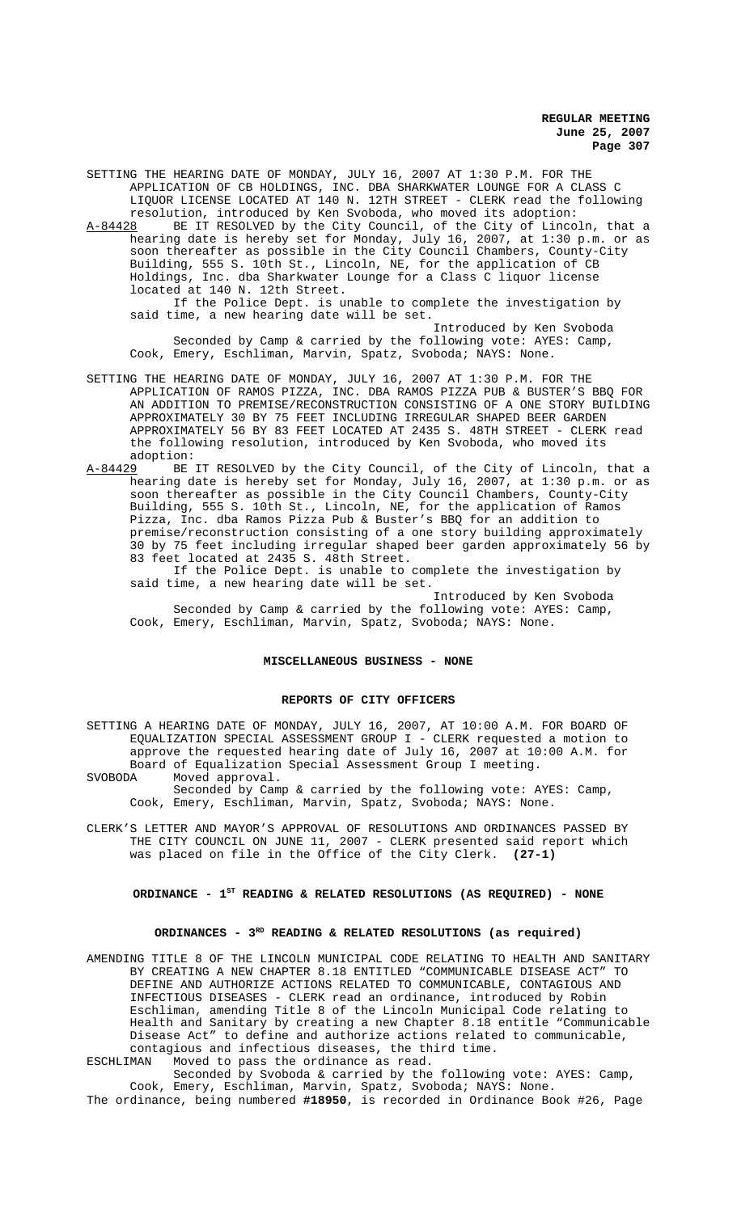SETTING THE HEARING DATE OF MONDAY, JULY 16, 2007 AT 1:30 P.M. FOR THE APPLICATION OF CB HOLDINGS, INC. DBA SHARKWATER LOUNGE FOR A CLASS C LIQUOR LICENSE LOCATED AT 140 N. 12TH STREET - CLERK read the following resolution, introduced by Ken Svoboda, who moved its adoption:

A-84428 BE IT RESOLVED by the City Council, of the City of Lincoln, that a hearing date is hereby set for Monday, July 16, 2007, at 1:30 p.m. or as soon thereafter as possible in the City Council Chambers, County-City Building, 555 S. 10th St., Lincoln, NE, for the application of CB Holdings, Inc. dba Sharkwater Lounge for a Class C liquor license located at 140 N. 12th Street.

If the Police Dept. is unable to complete the investigation by said time, a new hearing date will be set.

Introduced by Ken Svoboda

Seconded by Camp & carried by the following vote: AYES: Camp, Cook, Emery, Eschliman, Marvin, Spatz, Svoboda; NAYS: None.

SETTING THE HEARING DATE OF MONDAY, JULY 16, 2007 AT 1:30 P.M. FOR THE APPLICATION OF RAMOS PIZZA, INC. DBA RAMOS PIZZA PUB & BUSTER'S BBQ FOR AN ADDITION TO PREMISE/RECONSTRUCTION CONSISTING OF A ONE STORY BUILDING APPROXIMATELY 30 BY 75 FEET INCLUDING IRREGULAR SHAPED BEER GARDEN APPROXIMATELY 56 BY 83 FEET LOCATED AT 2435 S. 48TH STREET - CLERK read the following resolution, introduced by Ken Svoboda, who moved its adoption:

A-84429 BE IT RESOLVED by the City Council, of the City of Lincoln, that a hearing date is hereby set for Monday, July 16, 2007, at 1:30 p.m. or as soon thereafter as possible in the City Council Chambers, County-City Building, 555 S. 10th St., Lincoln, NE, for the application of Ramos Pizza, Inc. dba Ramos Pizza Pub & Buster's BBQ for an addition to premise/reconstruction consisting of a one story building approximately 30 by 75 feet including irregular shaped beer garden approximately 56 by 83 feet located at 2435 S. 48th Street.

If the Police Dept. is unable to complete the investigation by said time, a new hearing date will be set.

Introduced by Ken Svoboda

Seconded by Camp & carried by the following vote: AYES: Camp, Cook, Emery, Eschliman, Marvin, Spatz, Svoboda; NAYS: None.

## MISCELLANEOUS BUSINESS - NONE

## REPORTS OF CITY OFFICERS

SETTING A HEARING DATE OF MONDAY, JULY 16, 2007, AT 10:00 A.M. FOR BOARD OF EQUALIZATION SPECIAL ASSESSMENT GROUP I - CLERK requested a motion to approve the requested hearing date of July 16, 2007 at 10:00 A.M. for Board of Equalization Special Assessment Group I meeting.

SVOBODA Moved approval.

Seconded by Camp & carried by the following vote: AYES: Camp, Cook, Emery, Eschliman, Marvin, Spatz, Svoboda; NAYS: None.

CLERK'S LETTER AND MAYOR'S APPROVAL OF RESOLUTIONS AND ORDINANCES PASSED BY THE CITY COUNCIL ON JUNE 11, 2007 - CLERK presented said report which was placed on file in the Office of the City Clerk. **(27-1)**

## ORDINANCE - 1ST READING & RELATED RESOLUTIONS (AS REQUIRED) - NONE

## ORDINANCES - 3RD READING & RELATED RESOLUTIONS (as required)

AMENDING TITLE 8 OF THE LINCOLN MUNICIPAL CODE RELATING TO HEALTH AND SANITARY BY CREATING A NEW CHAPTER 8.18 ENTITLED "COMMUNICABLE DISEASE ACT" TO DEFINE AND AUTHORIZE ACTIONS RELATED TO COMMUNICABLE, CONTAGIOUS AND INFECTIOUS DISEASES - CLERK read an ordinance, introduced by Robin Eschliman, amending Title 8 of the Lincoln Municipal Code relating to Health and Sanitary by creating a new Chapter 8.18 entitle "Communicable Disease Act" to define and authorize actions related to communicable, contagious and infectious diseases, the third time.

ESCHLIMAN Moved to pass the ordinance as read.

Seconded by Svoboda & carried by the following vote: AYES: Camp, Cook, Emery, Eschliman, Marvin, Spatz, Svoboda; NAYS: None.

The ordinance, being numbered **#18950**, is recorded in Ordinance Book #26, Page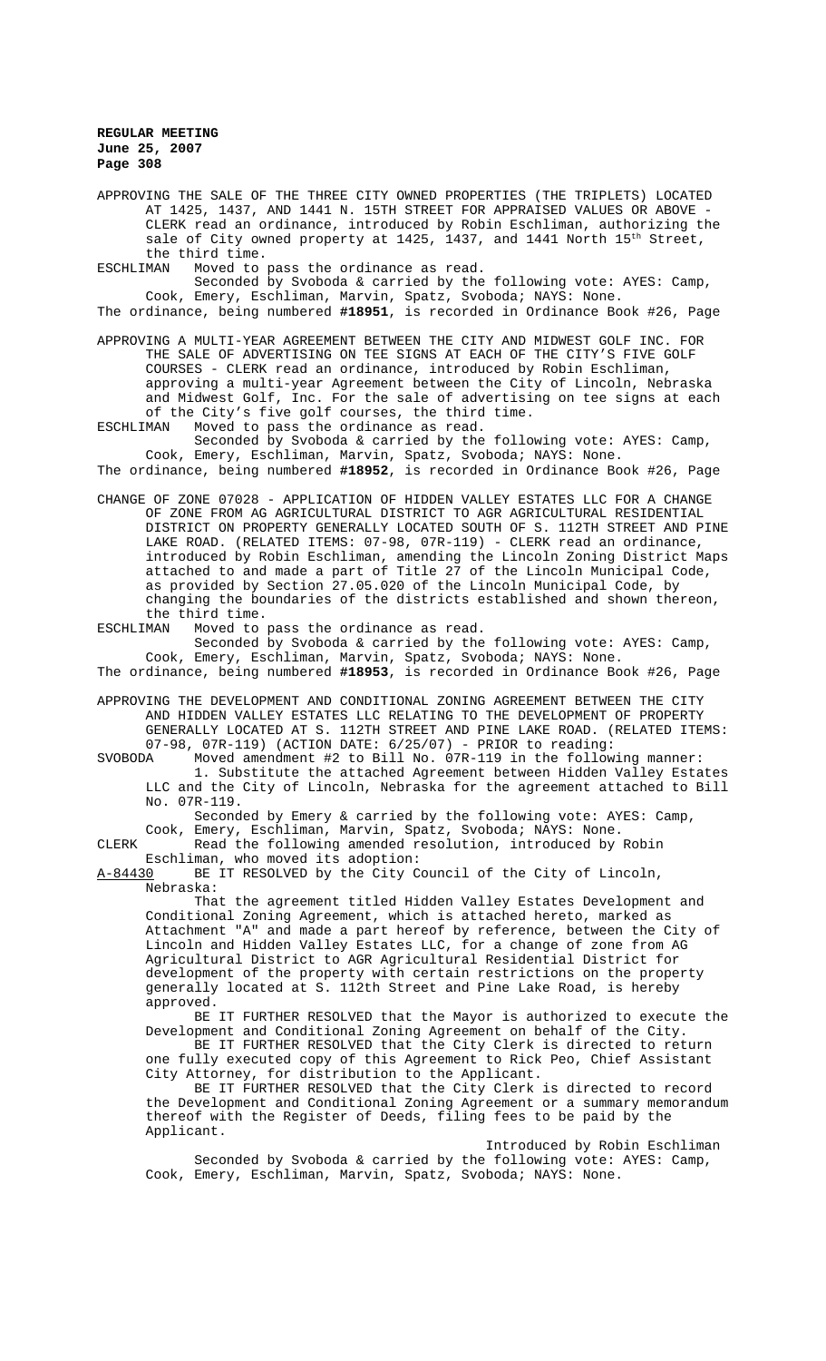APPROVING THE SALE OF THE THREE CITY OWNED PROPERTIES (THE TRIPLETS) LOCATED AT 1425, 1437, AND 1441 N. 15TH STREET FOR APPRAISED VALUES OR ABOVE - CLERK read an ordinance, introduced by Robin Eschliman, authorizing the sale of City owned property at 1425, 1437, and 1441 North 15th Street, the third time.

ESCHLIMAN Moved to pass the ordinance as read.

Seconded by Svoboda & carried by the following vote: AYES: Camp, Cook, Emery, Eschliman, Marvin, Spatz, Svoboda; NAYS: None.

The ordinance, being numbered **#18951**, is recorded in Ordinance Book #26, Page

APPROVING A MULTI-YEAR AGREEMENT BETWEEN THE CITY AND MIDWEST GOLF INC. FOR THE SALE OF ADVERTISING ON TEE SIGNS AT EACH OF THE CITY'S FIVE GOLF COURSES - CLERK read an ordinance, introduced by Robin Eschliman, approving a multi-year Agreement between the City of Lincoln, Nebraska and Midwest Golf, Inc. For the sale of advertising on tee signs at each of the City's five golf courses, the third time.

ESCHLIMAN Moved to pass the ordinance as read.

Seconded by Svoboda & carried by the following vote: AYES: Camp, Cook, Emery, Eschliman, Marvin, Spatz, Svoboda; NAYS: None.

The ordinance, being numbered **#18952**, is recorded in Ordinance Book #26, Page

CHANGE OF ZONE 07028 - APPLICATION OF HIDDEN VALLEY ESTATES LLC FOR A CHANGE OF ZONE FROM AG AGRICULTURAL DISTRICT TO AGR AGRICULTURAL RESIDENTIAL DISTRICT ON PROPERTY GENERALLY LOCATED SOUTH OF S. 112TH STREET AND PINE LAKE ROAD. (RELATED ITEMS: 07-98, 07R-119) - CLERK read an ordinance, introduced by Robin Eschliman, amending the Lincoln Zoning District Maps attached to and made a part of Title 27 of the Lincoln Municipal Code, as provided by Section 27.05.020 of the Lincoln Municipal Code, by changing the boundaries of the districts established and shown thereon, the third time.

ESCHLIMAN Moved to pass the ordinance as read.

Seconded by Svoboda & carried by the following vote: AYES: Camp, Cook, Emery, Eschliman, Marvin, Spatz, Svoboda; NAYS: None.

The ordinance, being numbered **#18953**, is recorded in Ordinance Book #26, Page

APPROVING THE DEVELOPMENT AND CONDITIONAL ZONING AGREEMENT BETWEEN THE CITY AND HIDDEN VALLEY ESTATES LLC RELATING TO THE DEVELOPMENT OF PROPERTY GENERALLY LOCATED AT S. 112TH STREET AND PINE LAKE ROAD. (RELATED ITEMS: 07-98, 07R-119) (ACTION DATE: 6/25/07) - PRIOR to reading:

SVOBODA Moved amendment #2 to Bill No. 07R-119 in the following manner:

1. Substitute the attached Agreement between Hidden Valley Estates LLC and the City of Lincoln, Nebraska for the agreement attached to Bill No. 07R-119.

Seconded by Emery & carried by the following vote: AYES: Camp, Cook, Emery, Eschliman, Marvin, Spatz, Svoboda; NAYS: None.

CLERK Read the following amended resolution, introduced by Robin Eschliman, who moved its adoption:

A-84430 BE IT RESOLVED by the City Council of the City of Lincoln, Nebraska:

That the agreement titled Hidden Valley Estates Development and Conditional Zoning Agreement, which is attached hereto, marked as Attachment "A" and made a part hereof by reference, between the City of Lincoln and Hidden Valley Estates LLC, for a change of zone from AG Agricultural District to AGR Agricultural Residential District for development of the property with certain restrictions on the property generally located at S. 112th Street and Pine Lake Road, is hereby approved.

BE IT FURTHER RESOLVED that the Mayor is authorized to execute the Development and Conditional Zoning Agreement on behalf of the City.

BE IT FURTHER RESOLVED that the City Clerk is directed to return one fully executed copy of this Agreement to Rick Peo, Chief Assistant City Attorney, for distribution to the Applicant.

BE IT FURTHER RESOLVED that the City Clerk is directed to record the Development and Conditional Zoning Agreement or a summary memorandum thereof with the Register of Deeds, filing fees to be paid by the Applicant.

Introduced by Robin Eschliman

Seconded by Svoboda & carried by the following vote: AYES: Camp, Cook, Emery, Eschliman, Marvin, Spatz, Svoboda; NAYS: None.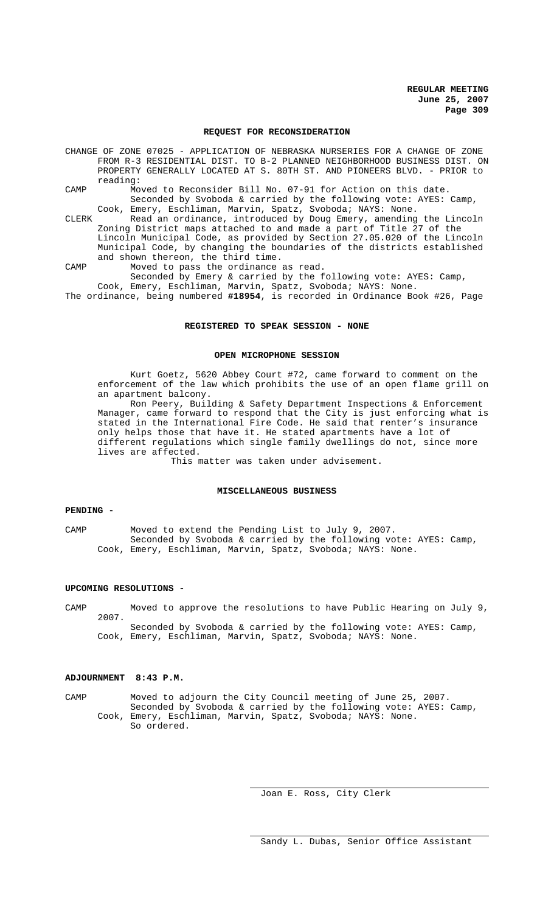### REQUEST FOR RECONSIDERATION

CHANGE OF ZONE 07025 - APPLICATION OF NEBRASKA NURSERIES FOR A CHANGE OF ZONE FROM R-3 RESIDENTIAL DIST. TO B-2 PLANNED NEIGHBORHOOD BUSINESS DIST. ON PROPERTY GENERALLY LOCATED AT S. 80TH ST. AND PIONEERS BLVD. - PRIOR to reading:

CAMP Moved to Reconsider Bill No. 07-91 for Action on this date.
Seconded by Svoboda & carried by the following vote: AYES: Camp, Cook, Emery, Eschliman, Marvin, Spatz, Svoboda; NAYS: None.

CLERK Read an ordinance, introduced by Doug Emery, amending the Lincoln Zoning District maps attached to and made a part of Title 27 of the Lincoln Municipal Code, as provided by Section 27.05.020 of the Lincoln Municipal Code, by changing the boundaries of the districts established and shown thereon, the third time.

CAMP Moved to pass the ordinance as read.
Seconded by Emery & carried by the following vote: AYES: Camp, Cook, Emery, Eschliman, Marvin, Spatz, Svoboda; NAYS: None.

The ordinance, being numbered **#18954**, is recorded in Ordinance Book #26, Page

### REGISTERED TO SPEAK SESSION - NONE

### OPEN MICROPHONE SESSION

Kurt Goetz, 5620 Abbey Court #72, came forward to comment on the enforcement of the law which prohibits the use of an open flame grill on an apartment balcony.

Ron Peery, Building & Safety Department Inspections & Enforcement Manager, came forward to respond that the City is just enforcing what is stated in the International Fire Code. He said that renter's insurance only helps those that have it. He stated apartments have a lot of different regulations which single family dwellings do not, since more lives are affected.

This matter was taken under advisement.

### MISCELLANEOUS BUSINESS

**PENDING -**

CAMP Moved to extend the Pending List to July 9, 2007.
Seconded by Svoboda & carried by the following vote: AYES: Camp, Cook, Emery, Eschliman, Marvin, Spatz, Svoboda; NAYS: None.

**UPCOMING RESOLUTIONS -**

CAMP Moved to approve the resolutions to have Public Hearing on July 9, 2007.
Seconded by Svoboda & carried by the following vote: AYES: Camp, Cook, Emery, Eschliman, Marvin, Spatz, Svoboda; NAYS: None.

**ADJOURNMENT 8:43 P.M.**

CAMP Moved to adjourn the City Council meeting of June 25, 2007.
Seconded by Svoboda & carried by the following vote: AYES: Camp, Cook, Emery, Eschliman, Marvin, Spatz, Svoboda; NAYS: None.
So ordered.

Joan E. Ross, City Clerk

Sandy L. Dubas, Senior Office Assistant